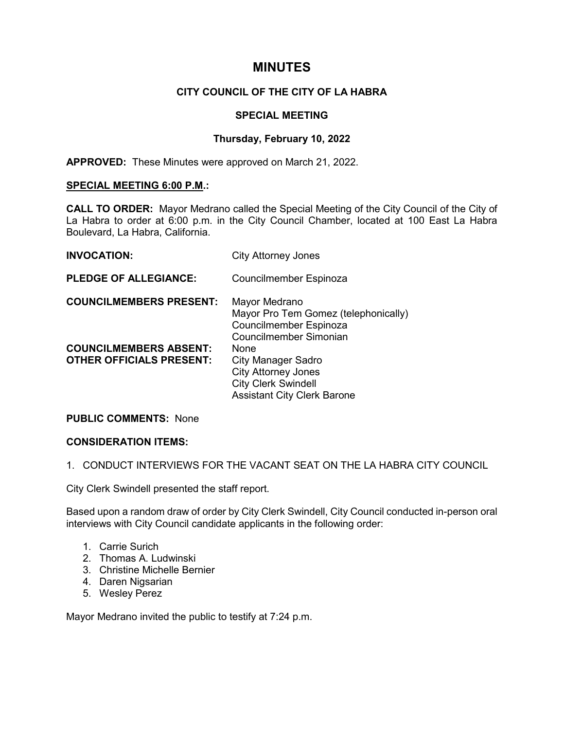# MINUTES

## CITY COUNCIL OF THE CITY OF LA HABRA

### SPECIAL MEETING

### Thursday, February 10, 2022

**APPROVED:** These Minutes were approved on March 21, 2022.

**SPECIAL MEETING 6:00 P.M.:**

**CALL TO ORDER:** Mayor Medrano called the Special Meeting of the City Council of the City of La Habra to order at 6:00 p.m. in the City Council Chamber, located at 100 East La Habra Boulevard, La Habra, California.

**INVOCATION:** City Attorney Jones

**PLEDGE OF ALLEGIANCE:** Councilmember Espinoza

**COUNCILMEMBERS PRESENT:**
Mayor Medrano
Mayor Pro Tem Gomez (telephonically)
Councilmember Espinoza
Councilmember Simonian

**COUNCILMEMBERS ABSENT:** None

**OTHER OFFICIALS PRESENT:**
City Manager Sadro
City Attorney Jones
City Clerk Swindell
Assistant City Clerk Barone

**PUBLIC COMMENTS:** None

**CONSIDERATION ITEMS:**

1. CONDUCT INTERVIEWS FOR THE VACANT SEAT ON THE LA HABRA CITY COUNCIL

City Clerk Swindell presented the staff report.

Based upon a random draw of order by City Clerk Swindell, City Council conducted in-person oral interviews with City Council candidate applicants in the following order:

1. Carrie Surich
2. Thomas A. Ludwinski
3. Christine Michelle Bernier
4. Daren Nigsarian
5. Wesley Perez

Mayor Medrano invited the public to testify at 7:24 p.m.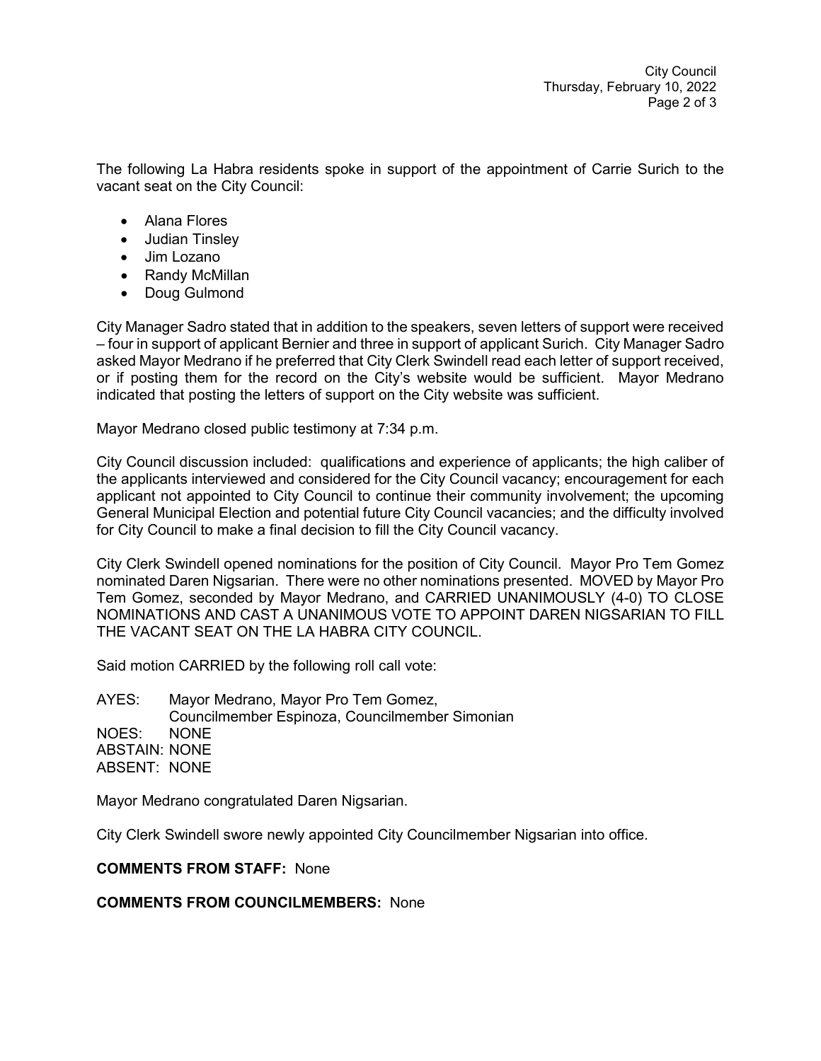The following La Habra residents spoke in support of the appointment of Carrie Surich to the vacant seat on the City Council:

- Alana Flores
- Judian Tinsley
- Jim Lozano
- Randy McMillan
- Doug Gulmond

City Manager Sadro stated that in addition to the speakers, seven letters of support were received – four in support of applicant Bernier and three in support of applicant Surich. City Manager Sadro asked Mayor Medrano if he preferred that City Clerk Swindell read each letter of support received, or if posting them for the record on the City's website would be sufficient. Mayor Medrano indicated that posting the letters of support on the City website was sufficient.

Mayor Medrano closed public testimony at 7:34 p.m.

City Council discussion included: qualifications and experience of applicants; the high caliber of the applicants interviewed and considered for the City Council vacancy; encouragement for each applicant not appointed to City Council to continue their community involvement; the upcoming General Municipal Election and potential future City Council vacancies; and the difficulty involved for City Council to make a final decision to fill the City Council vacancy.

City Clerk Swindell opened nominations for the position of City Council. Mayor Pro Tem Gomez nominated Daren Nigsarian. There were no other nominations presented. MOVED by Mayor Pro Tem Gomez, seconded by Mayor Medrano, and CARRIED UNANIMOUSLY (4-0) TO CLOSE NOMINATIONS AND CAST A UNANIMOUS VOTE TO APPOINT DAREN NIGSARIAN TO FILL THE VACANT SEAT ON THE LA HABRA CITY COUNCIL.

Said motion CARRIED by the following roll call vote:

AYES: Mayor Medrano, Mayor Pro Tem Gomez, Councilmember Espinoza, Councilmember Simonian
NOES: NONE
ABSTAIN: NONE
ABSENT: NONE

Mayor Medrano congratulated Daren Nigsarian.

City Clerk Swindell swore newly appointed City Councilmember Nigsarian into office.

**COMMENTS FROM STAFF:** None

**COMMENTS FROM COUNCILMEMBERS:** None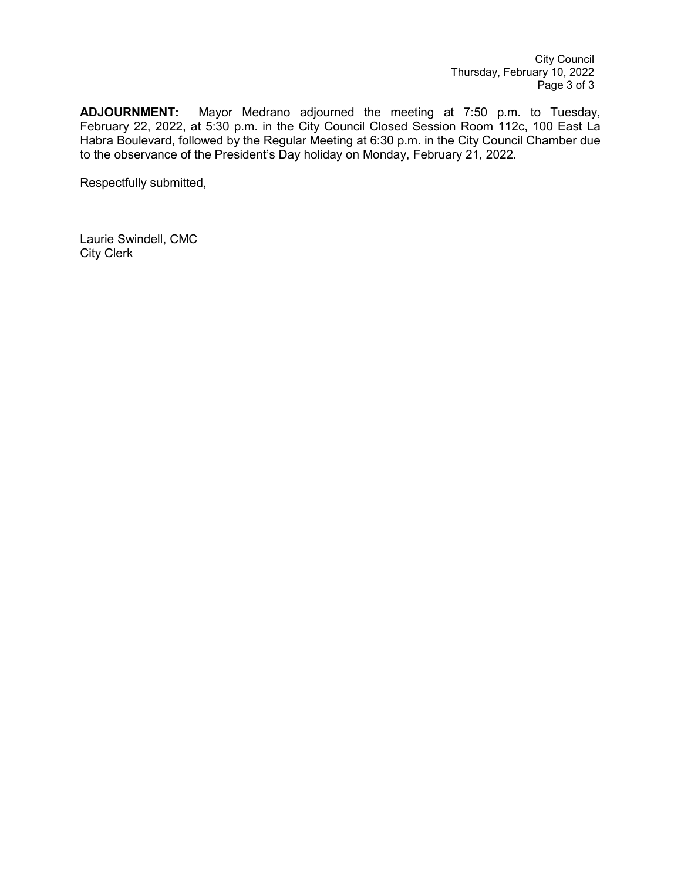**ADJOURNMENT:** Mayor Medrano adjourned the meeting at 7:50 p.m. to Tuesday, February 22, 2022, at 5:30 p.m. in the City Council Closed Session Room 112c, 100 East La Habra Boulevard, followed by the Regular Meeting at 6:30 p.m. in the City Council Chamber due to the observance of the President's Day holiday on Monday, February 21, 2022.

Respectfully submitted,

Laurie Swindell, CMC
City Clerk